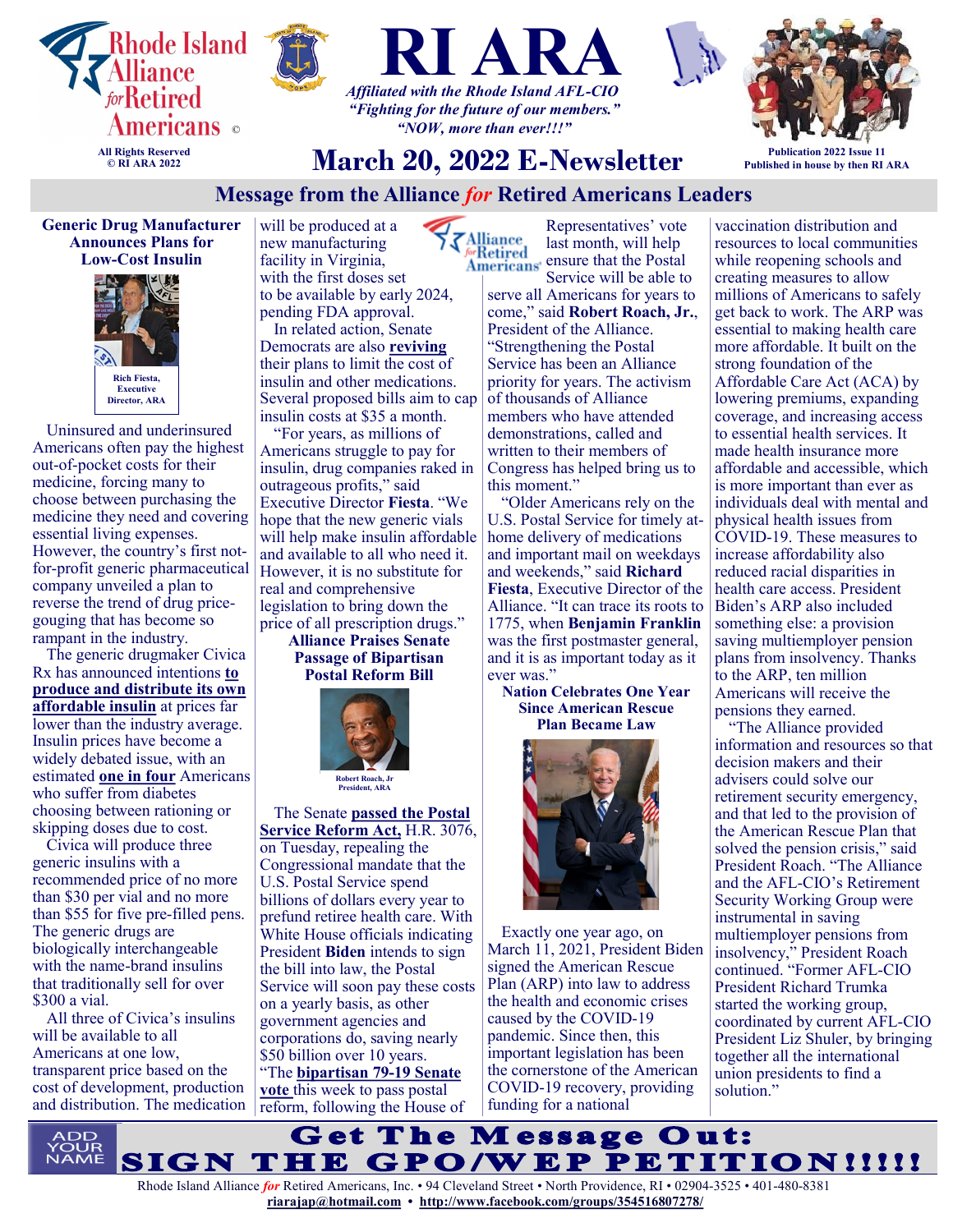# RI ARA

Rhode Island Alliance *for* Retired Americans ©

All Rights Reserved
© RI ARA 2022

*Affiliated with the Rhode Island AFL-CIO*
*"Fighting for the future of our members."*
*"NOW, more than ever!!!"*

## March 20, 2022 E-Newsletter

Publication 2022 Issue 11
Published in house by then RI ARA

## Message from the Alliance *for* Retired Americans Leaders

### Generic Drug Manufacturer Announces Plans for Low-Cost Insulin

Rich Fiesta, Executive Director, ARA

Uninsured and underinsured Americans often pay the highest out-of-pocket costs for their medicine, forcing many to choose between purchasing the medicine they need and covering essential living expenses. However, the country's first not-for-profit generic pharmaceutical company unveiled a plan to reverse the trend of drug price-gouging that has become so rampant in the industry.

The generic drugmaker Civica Rx has announced intentions **to produce and distribute its own affordable insulin** at prices far lower than the industry average. Insulin prices have become a widely debated issue, with an estimated **one in four** Americans who suffer from diabetes choosing between rationing or skipping doses due to cost.

Civica will produce three generic insulins with a recommended price of no more than $30 per vial and no more than $55 for five pre-filled pens. The generic drugs are biologically interchangeable with the name-brand insulins that traditionally sell for over $300 a vial.

All three of Civica's insulins will be available to all Americans at one low, transparent price based on the cost of development, production and distribution. The medication will be produced at a new manufacturing facility in Virginia, with the first doses set to be available by early 2024, pending FDA approval.

In related action, Senate Democrats are also **reviving** their plans to limit the cost of insulin and other medications. Several proposed bills aim to cap insulin costs at $35 a month.

"For years, as millions of Americans struggle to pay for insulin, drug companies raked in outrageous profits," said Executive Director **Fiesta**. "We hope that the new generic vials will help make insulin affordable and available to all who need it. However, it is no substitute for real and comprehensive legislation to bring down the price of all prescription drugs."

### Alliance Praises Senate Passage of Bipartisan Postal Reform Bill

Robert Roach, Jr President, ARA

The Senate **passed the Postal Service Reform Act,** H.R. 3076, on Tuesday, repealing the Congressional mandate that the U.S. Postal Service spend billions of dollars every year to prefund retiree health care. With White House officials indicating President **Biden** intends to sign the bill into law, the Postal Service will soon pay these costs on a yearly basis, as other government agencies and corporations do, saving nearly $50 billion over 10 years.

"The **bipartisan 79-19 Senate vote** this week to pass postal reform, following the House of Representatives' vote last month, will help ensure that the Postal Service will be able to serve all Americans for years to come," said **Robert Roach, Jr.**, President of the Alliance. "Strengthening the Postal Service has been an Alliance priority for years. The activism of thousands of Alliance members who have attended demonstrations, called and written to their members of Congress has helped bring us to this moment."

"Older Americans rely on the U.S. Postal Service for timely at-home delivery of medications and important mail on weekdays and weekends," said **Richard Fiesta**, Executive Director of the Alliance. "It can trace its roots to 1775, when **Benjamin Franklin** was the first postmaster general, and it is as important today as it ever was."

### Nation Celebrates One Year Since American Rescue Plan Became Law

Exactly one year ago, on March 11, 2021, President Biden signed the American Rescue Plan (ARP) into law to address the health and economic crises caused by the COVID-19 pandemic. Since then, this important legislation has been the cornerstone of the American COVID-19 recovery, providing funding for a national vaccination distribution and resources to local communities while reopening schools and creating measures to allow millions of Americans to safely get back to work. The ARP was essential to making health care more affordable. It built on the strong foundation of the Affordable Care Act (ACA) by lowering premiums, expanding coverage, and increasing access to essential health services. It made health insurance more affordable and accessible, which is more important than ever as individuals deal with mental and physical health issues from COVID-19. These measures to increase affordability also reduced racial disparities in health care access. President Biden's ARP also included something else: a provision saving multiemployer pension plans from insolvency. Thanks to the ARP, ten million Americans will receive the pensions they earned.

"The Alliance provided information and resources so that decision makers and their advisers could solve our retirement security emergency, and that led to the provision of the American Rescue Plan that solved the pension crisis," said President Roach. "The Alliance and the AFL-CIO's Retirement Security Working Group were instrumental in saving multiemployer pensions from insolvency," President Roach continued. "Former AFL-CIO President Richard Trumka started the working group, coordinated by current AFL-CIO President Liz Shuler, by bringing together all the international union presidents to find a solution."

**ADD YOUR NAME**

**Get The Message Out: SIGN THE GPO/WEP PETITION!!!!!**

Rhode Island Alliance *for* Retired Americans, Inc. • 94 Cleveland Street • North Providence, RI • 02904-3525 • 401-480-8381
**riarajap@hotmail.com** • **http://www.facebook.com/groups/354516807278/**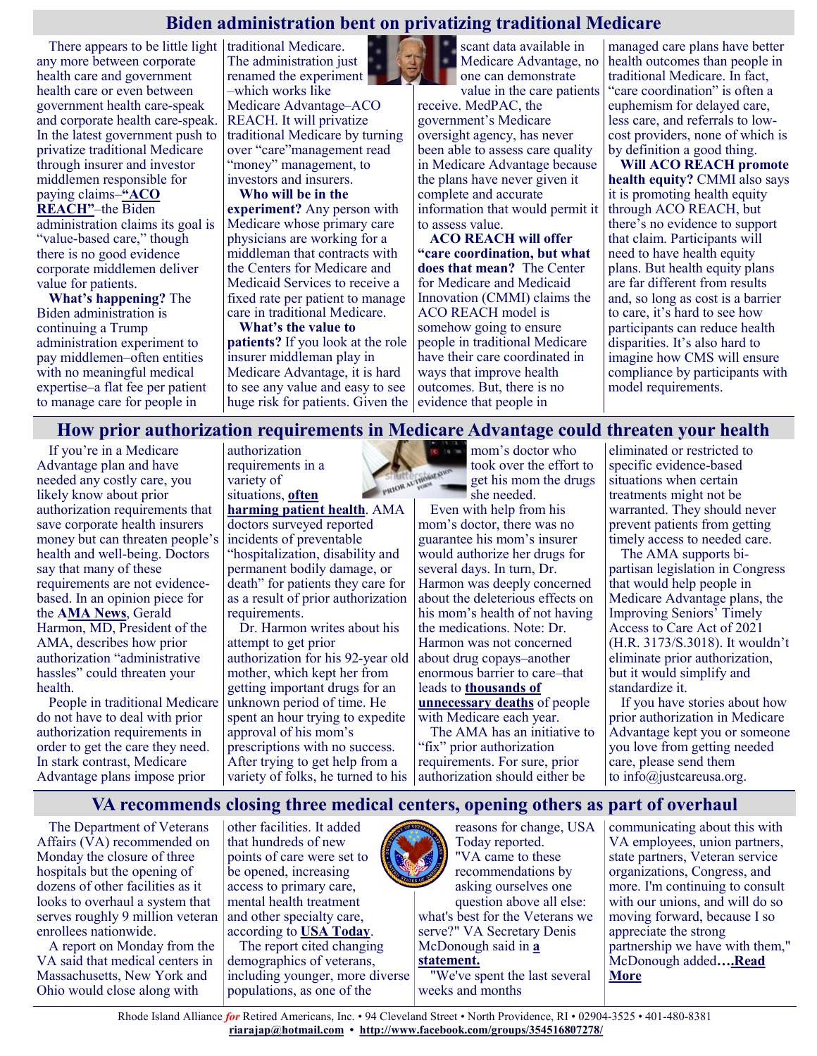## Biden administration bent on privatizing traditional Medicare

There appears to be little light any more between corporate health care and government health care or even between government health care-speak and corporate health care-speak. In the latest government push to privatize traditional Medicare through insurer and investor middlemen responsible for paying claims–**"ACO REACH"**–the Biden administration claims its goal is "value-based care," though there is no good evidence corporate middlemen deliver value for patients.

**What's happening?** The Biden administration is continuing a Trump administration experiment to pay middlemen–often entities with no meaningful medical expertise–a flat fee per patient to manage care for people in traditional Medicare. The administration just renamed the experiment –which works like Medicare Advantage–ACO REACH. It will privatize traditional Medicare by turning over "care"management read "money" management, to investors and insurers.

**Who will be in the experiment?** Any person with Medicare whose primary care physicians are working for a middleman that contracts with the Centers for Medicare and Medicaid Services to receive a fixed rate per patient to manage care in traditional Medicare.

**What's the value to patients?** If you look at the role insurer middleman play in Medicare Advantage, it is hard to see any value and easy to see huge risk for patients. Given the scant data available in Medicare Advantage, no one can demonstrate value in the care patients receive. MedPAC, the government's Medicare oversight agency, has never been able to assess care quality in Medicare Advantage because the plans have never given it complete and accurate information that would permit it to assess value.

**ACO REACH will offer "care coordination, but what does that mean?** The Center for Medicare and Medicaid Innovation (CMMI) claims the ACO REACH model is somehow going to ensure people in traditional Medicare have their care coordinated in ways that improve health outcomes. But, there is no evidence that people in managed care plans have better health outcomes than people in traditional Medicare. In fact, "care coordination" is often a euphemism for delayed care, less care, and referrals to low-cost providers, none of which is by definition a good thing.

**Will ACO REACH promote health equity?** CMMI also says it is promoting health equity through ACO REACH, but there's no evidence to support that claim. Participants will need to have health equity plans. But health equity plans are far different from results and, so long as cost is a barrier to care, it's hard to see how participants can reduce health disparities. It's also hard to imagine how CMS will ensure compliance by participants with model requirements.

## How prior authorization requirements in Medicare Advantage could threaten your health

If you're in a Medicare Advantage plan and have needed any costly care, you likely know about prior authorization requirements that save corporate health insurers money but can threaten people's health and well-being. Doctors say that many of these requirements are not evidence-based. In an opinion piece for the **AMA News**, Gerald Harmon, MD, President of the AMA, describes how prior authorization "administrative hassles" could threaten your health.

People in traditional Medicare do not have to deal with prior authorization requirements in order to get the care they need. In stark contrast, Medicare Advantage plans impose prior authorization requirements in a variety of situations, **often harming patient health**. AMA doctors surveyed reported incidents of preventable "hospitalization, disability and permanent bodily damage, or death" for patients they care for as a result of prior authorization requirements.

Dr. Harmon writes about his attempt to get prior authorization for his 92-year old mother, which kept her from getting important drugs for an unknown period of time. He spent an hour trying to expedite approval of his mom's prescriptions with no success. After trying to get help from a variety of folks, he turned to his mom's doctor who took over the effort to get his mom the drugs she needed.

Even with help from his mom's doctor, there was no guarantee his mom's insurer would authorize her drugs for several days. In turn, Dr. Harmon was deeply concerned about the deleterious effects on his mom's health of not having the medications. Note: Dr. Harmon was not concerned about drug copays–another enormous barrier to care–that leads to **thousands of unnecessary deaths** of people with Medicare each year.

The AMA has an initiative to "fix" prior authorization requirements. For sure, prior authorization should either be eliminated or restricted to specific evidence-based situations when certain treatments might not be warranted. They should never prevent patients from getting timely access to needed care.

The AMA supports bi-partisan legislation in Congress that would help people in Medicare Advantage plans, the Improving Seniors' Timely Access to Care Act of 2021 (H.R. 3173/S.3018). It wouldn't eliminate prior authorization, but it would simplify and standardize it.

If you have stories about how prior authorization in Medicare Advantage kept you or someone you love from getting needed care, please send them to info@justcareusa.org.

## VA recommends closing three medical centers, opening others as part of overhaul

The Department of Veterans Affairs (VA) recommended on Monday the closure of three hospitals but the opening of dozens of other facilities as it looks to overhaul a system that serves roughly 9 million veteran enrollees nationwide.

A report on Monday from the VA said that medical centers in Massachusetts, New York and Ohio would close along with other facilities. It added that hundreds of new points of care were set to be opened, increasing access to primary care, mental health treatment and other specialty care, according to **USA Today**.

The report cited changing demographics of veterans, including younger, more diverse populations, as one of the reasons for change, USA Today reported.

"VA came to these recommendations by asking ourselves one question above all else: what's best for the Veterans we serve?" VA Secretary Denis McDonough said in **a statement.**

"We've spent the last several weeks and months communicating about this with VA employees, union partners, state partners, Veteran service organizations, Congress, and more. I'm continuing to consult with our unions, and will do so moving forward, because I so appreciate the strong partnership we have with them," McDonough added**….Read More**

Rhode Island Alliance *for* Retired Americans, Inc. • 94 Cleveland Street • North Providence, RI • 02904-3525 • 401-480-8381
**riarajap@hotmail.com** • **http://www.facebook.com/groups/354516807278/**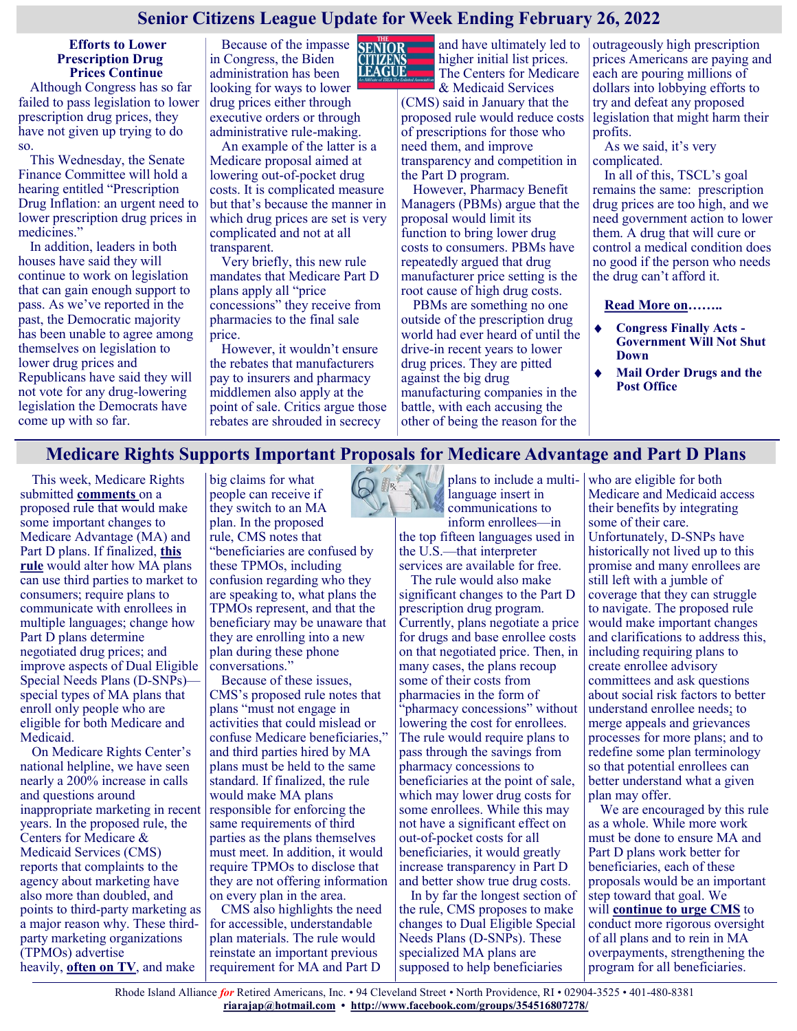# Senior Citizens League Update for Week Ending February 26, 2022

### Efforts to Lower Prescription Drug Prices Continue

Although Congress has so far failed to pass legislation to lower prescription drug prices, they have not given up trying to do so.

This Wednesday, the Senate Finance Committee will hold a hearing entitled "Prescription Drug Inflation: an urgent need to lower prescription drug prices in medicines."

In addition, leaders in both houses have said they will continue to work on legislation that can gain enough support to pass. As we've reported in the past, the Democratic majority has been unable to agree among themselves on legislation to lower drug prices and Republicans have said they will not vote for any drug-lowering legislation the Democrats have come up with so far.

Because of the impasse in Congress, the Biden administration has been looking for ways to lower drug prices either through executive orders or through administrative rule-making.

An example of the latter is a Medicare proposal aimed at lowering out-of-pocket drug costs. It is complicated measure but that's because the manner in which drug prices are set is very complicated and not at all transparent.

Very briefly, this new rule mandates that Medicare Part D plans apply all "price concessions" they receive from pharmacies to the final sale price.

However, it wouldn't ensure the rebates that manufacturers pay to insurers and pharmacy middlemen also apply at the point of sale. Critics argue those rebates are shrouded in secrecy and have ultimately led to higher initial list prices. The Centers for Medicare & Medicaid Services (CMS) said in January that the proposed rule would reduce costs of prescriptions for those who need them, and improve transparency and competition in the Part D program.

However, Pharmacy Benefit Managers (PBMs) argue that the proposal would limit its function to bring lower drug costs to consumers. PBMs have repeatedly argued that drug manufacturer price setting is the root cause of high drug costs.

PBMs are something no one outside of the prescription drug world had ever heard of until the drive-in recent years to lower drug prices. They are pitted against the big drug manufacturing companies in the battle, with each accusing the other of being the reason for the outrageously high prescription prices Americans are paying and each are pouring millions of dollars into lobbying efforts to try and defeat any proposed legislation that might harm their profits.

As we said, it's very complicated.

In all of this, TSCL's goal remains the same: prescription drug prices are too high, and we need government action to lower them. A drug that will cure or control a medical condition does no good if the person who needs the drug can't afford it.

**Read More on……..**

- **Congress Finally Acts - Government Will Not Shut Down**
- **Mail Order Drugs and the Post Office**

# Medicare Rights Supports Important Proposals for Medicare Advantage and Part D Plans

This week, Medicare Rights submitted **comments** on a proposed rule that would make some important changes to Medicare Advantage (MA) and Part D plans. If finalized, **this rule** would alter how MA plans can use third parties to market to consumers; require plans to communicate with enrollees in multiple languages; change how Part D plans determine negotiated drug prices; and improve aspects of Dual Eligible Special Needs Plans (D-SNPs)—special types of MA plans that enroll only people who are eligible for both Medicare and Medicaid.

On Medicare Rights Center's national helpline, we have seen nearly a 200% increase in calls and questions around inappropriate marketing in recent years. In the proposed rule, the Centers for Medicare & Medicaid Services (CMS) reports that complaints to the agency about marketing have also more than doubled, and points to third-party marketing as a major reason why. These third-party marketing organizations (TPMOs) advertise heavily, **often on TV**, and make big claims for what people can receive if they switch to an MA plan. In the proposed rule, CMS notes that "beneficiaries are confused by these TPMOs, including confusion regarding who they are speaking to, what plans the TPMOs represent, and that the beneficiary may be unaware that they are enrolling into a new plan during these phone conversations."

Because of these issues, CMS's proposed rule notes that plans "must not engage in activities that could mislead or confuse Medicare beneficiaries," and third parties hired by MA plans must be held to the same standard. If finalized, the rule would make MA plans responsible for enforcing the same requirements of third parties as the plans themselves must meet. In addition, it would require TPMOs to disclose that they are not offering information on every plan in the area.

CMS also highlights the need for accessible, understandable plan materials. The rule would reinstate an important previous requirement for MA and Part D plans to include a multi-language insert in communications to inform enrollees—in the top fifteen languages used in the U.S.—that interpreter services are available for free.

The rule would also make significant changes to the Part D prescription drug program. Currently, plans negotiate a price for drugs and base enrollee costs on that negotiated price. Then, in many cases, the plans recoup some of their costs from pharmacies in the form of "pharmacy concessions" without lowering the cost for enrollees. The rule would require plans to pass through the savings from pharmacy concessions to beneficiaries at the point of sale, which may lower drug costs for some enrollees. While this may not have a significant effect on out-of-pocket costs for all beneficiaries, it would greatly increase transparency in Part D and better show true drug costs.

In by far the longest section of the rule, CMS proposes to make changes to Dual Eligible Special Needs Plans (D-SNPs). These specialized MA plans are supposed to help beneficiaries who are eligible for both Medicare and Medicaid access their benefits by integrating some of their care. Unfortunately, D-SNPs have historically not lived up to this promise and many enrollees are still left with a jumble of coverage that they can struggle to navigate. The proposed rule would make important changes and clarifications to address this, including requiring plans to create enrollee advisory committees and ask questions about social risk factors to better understand enrollee needs; to merge appeals and grievances processes for more plans; and to redefine some plan terminology so that potential enrollees can better understand what a given plan may offer.

We are encouraged by this rule as a whole. While more work must be done to ensure MA and Part D plans work better for beneficiaries, each of these proposals would be an important step toward that goal. We will **continue to urge CMS** to conduct more rigorous oversight of all plans and to rein in MA overpayments, strengthening the program for all beneficiaries.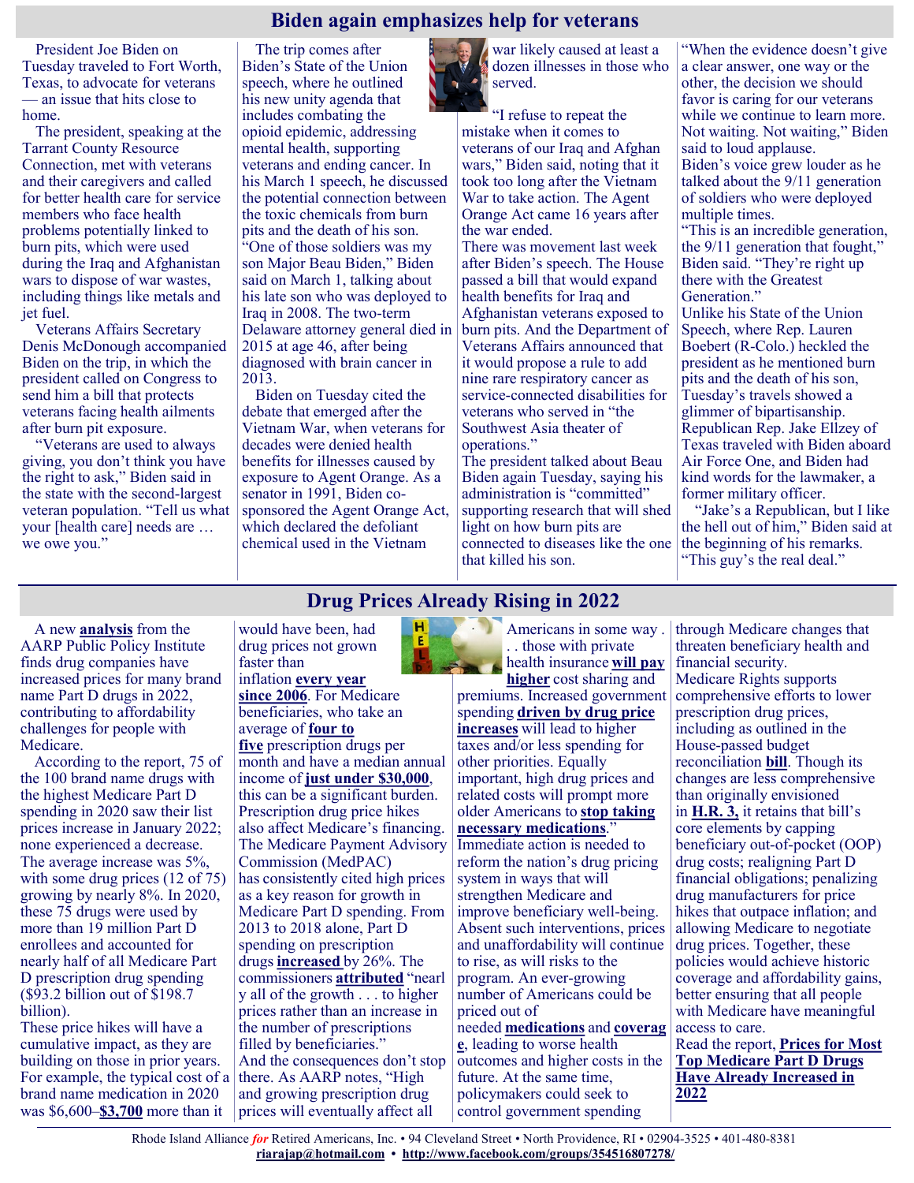# Biden again emphasizes help for veterans

President Joe Biden on Tuesday traveled to Fort Worth, Texas, to advocate for veterans — an issue that hits close to home.

The president, speaking at the Tarrant County Resource Connection, met with veterans and their caregivers and called for better health care for service members who face health problems potentially linked to burn pits, which were used during the Iraq and Afghanistan wars to dispose of war wastes, including things like metals and jet fuel.

Veterans Affairs Secretary Denis McDonough accompanied Biden on the trip, in which the president called on Congress to send him a bill that protects veterans facing health ailments after burn pit exposure.

"Veterans are used to always giving, you don't think you have the right to ask," Biden said in the state with the second-largest veteran population. "Tell us what your [health care] needs are … we owe you."

The trip comes after Biden's State of the Union speech, where he outlined his new unity agenda that includes combating the opioid epidemic, addressing mental health, supporting veterans and ending cancer. In his March 1 speech, he discussed the potential connection between the toxic chemicals from burn pits and the death of his son. "One of those soldiers was my son Major Beau Biden," Biden said on March 1, talking about his late son who was deployed to Iraq in 2008. The two-term Delaware attorney general died in 2015 at age 46, after being diagnosed with brain cancer in 2013.

Biden on Tuesday cited the debate that emerged after the Vietnam War, when veterans for decades were denied health benefits for illnesses caused by exposure to Agent Orange. As a senator in 1991, Biden co-sponsored the Agent Orange Act, which declared the defoliant chemical used in the Vietnam war likely caused at least a dozen illnesses in those who served.

"I refuse to repeat the mistake when it comes to veterans of our Iraq and Afghan wars," Biden said, noting that it took too long after the Vietnam War to take action. The Agent Orange Act came 16 years after the war ended.

There was movement last week after Biden's speech. The House passed a bill that would expand health benefits for Iraq and Afghanistan veterans exposed to burn pits. And the Department of Veterans Affairs announced that it would propose a rule to add nine rare respiratory cancer as service-connected disabilities for veterans who served in "the Southwest Asia theater of operations."

The president talked about Beau Biden again Tuesday, saying his administration is "committed" supporting research that will shed light on how burn pits are connected to diseases like the one that killed his son.

"When the evidence doesn't give a clear answer, one way or the other, the decision we should favor is caring for our veterans while we continue to learn more. Not waiting. Not waiting," Biden said to loud applause.

Biden's voice grew louder as he talked about the 9/11 generation of soldiers who were deployed multiple times.

"This is an incredible generation, the 9/11 generation that fought," Biden said. "They're right up there with the Greatest Generation."

Unlike his State of the Union Speech, where Rep. Lauren Boebert (R-Colo.) heckled the president as he mentioned burn pits and the death of his son, Tuesday's travels showed a glimmer of bipartisanship. Republican Rep. Jake Ellzey of Texas traveled with Biden aboard Air Force One, and Biden had kind words for the lawmaker, a former military officer.

"Jake's a Republican, but I like the hell out of him," Biden said at the beginning of his remarks. "This guy's the real deal."

# Drug Prices Already Rising in 2022

A new **analysis** from the AARP Public Policy Institute finds drug companies have increased prices for many brand name Part D drugs in 2022, contributing to affordability challenges for people with Medicare.

According to the report, 75 of the 100 brand name drugs with the highest Medicare Part D spending in 2020 saw their list prices increase in January 2022; none experienced a decrease. The average increase was 5%, with some drug prices (12 of 75) growing by nearly 8%. In 2020, these 75 drugs were used by more than 19 million Part D enrollees and accounted for nearly half of all Medicare Part D prescription drug spending ($93.2 billion out of $198.7 billion).

These price hikes will have a cumulative impact, as they are building on those in prior years. For example, the typical cost of a brand name medication in 2020 was $6,600–**$3,700** more than it would have been, had drug prices not grown faster than inflation **every year since 2006**. For Medicare beneficiaries, who take an average of **four to five** prescription drugs per month and have a median annual income of **just under $30,000**, this can be a significant burden.

Prescription drug price hikes also affect Medicare's financing. The Medicare Payment Advisory Commission (MedPAC) has consistently cited high prices as a key reason for growth in Medicare Part D spending. From 2013 to 2018 alone, Part D spending on prescription drugs **increased** by 26%. The commissioners **attributed** "nearly all of the growth . . . to higher prices rather than an increase in the number of prescriptions filled by beneficiaries."

And the consequences don't stop there. As AARP notes, "High and growing prescription drug prices will eventually affect all Americans in some way . . . those with private health insurance **will pay higher** cost sharing and premiums. Increased government spending **driven by drug price increases** will lead to higher taxes and/or less spending for other priorities. Equally important, high drug prices and related costs will prompt more older Americans to **stop taking necessary medications**."

Immediate action is needed to reform the nation's drug pricing system in ways that will strengthen Medicare and improve beneficiary well-being. Absent such interventions, prices and unaffordability will continue to rise, as will risks to the program. An ever-growing number of Americans could be priced out of needed **medications** and **coverage**, leading to worse health outcomes and higher costs in the future. At the same time, policymakers could seek to control government spending through Medicare changes that threaten beneficiary health and financial security.

Medicare Rights supports comprehensive efforts to lower prescription drug prices, including as outlined in the House-passed budget reconciliation **bill**. Though its changes are less comprehensive than originally envisioned in **H.R. 3,** it retains that bill's core elements by capping beneficiary out-of-pocket (OOP) drug costs; realigning Part D financial obligations; penalizing drug manufacturers for price hikes that outpace inflation; and allowing Medicare to negotiate drug prices. Together, these policies would achieve historic coverage and affordability gains, better ensuring that all people with Medicare have meaningful access to care.

Read the report, **Prices for Most Top Medicare Part D Drugs Have Already Increased in 2022**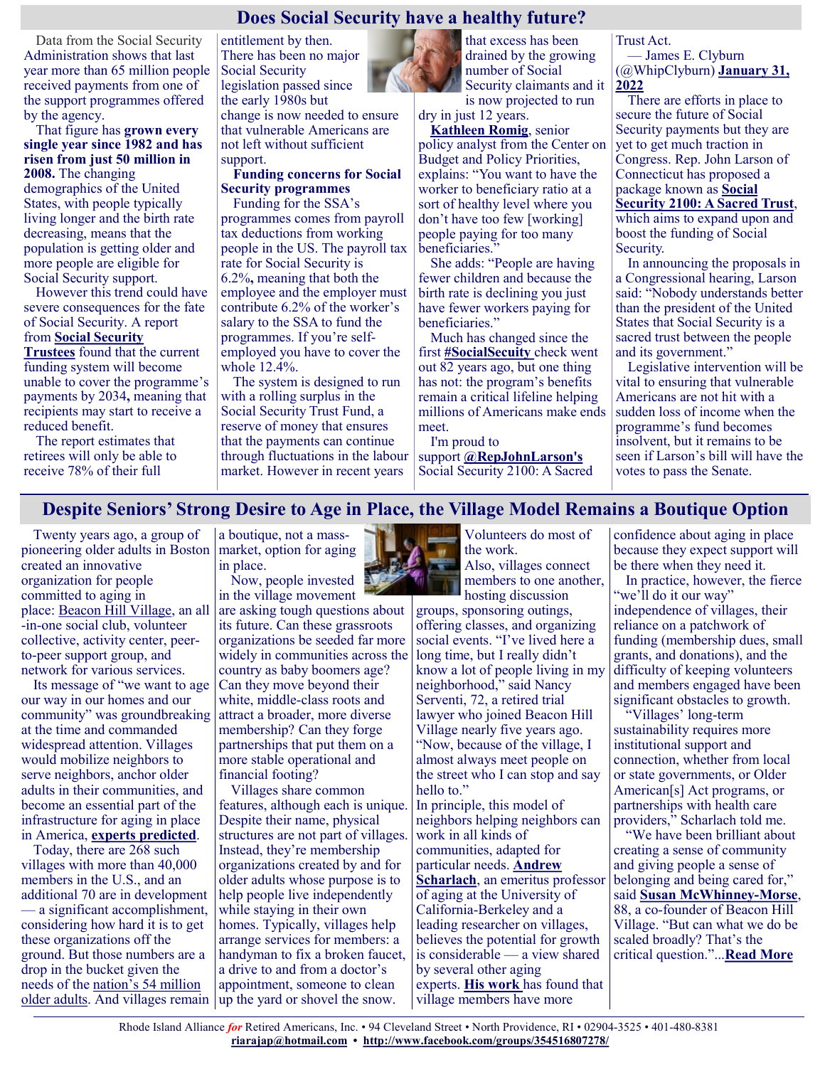# Does Social Security have a healthy future?

Data from the Social Security Administration shows that last year more than 65 million people received payments from one of the support programmes offered by the agency.

That figure has **grown every single year since 1982 and has risen from just 50 million in 2008.** The changing demographics of the United States, with people typically living longer and the birth rate decreasing, means that the population is getting older and more people are eligible for Social Security support.

However this trend could have severe consequences for the fate of Social Security. A report from **Social Security Trustees** found that the current funding system will become unable to cover the programme's payments by 2034**,** meaning that recipients may start to receive a reduced benefit.

The report estimates that retirees will only be able to receive 78% of their full entitlement by then. There has been no major Social Security legislation passed since the early 1980s but change is now needed to ensure that vulnerable Americans are not left without sufficient support.

**Funding concerns for Social Security programmes**

Funding for the SSA's programmes comes from payroll tax deductions from working people in the US. The payroll tax rate for Social Security is 6.2%**,** meaning that both the employee and the employer must contribute 6.2% of the worker's salary to the SSA to fund the programmes. If you're self-employed you have to cover the whole 12.4%.

The system is designed to run with a rolling surplus in the Social Security Trust Fund, a reserve of money that ensures that the payments can continue through fluctuations in the labour market. However in recent years that excess has been drained by the growing number of Social Security claimants and it is now projected to run dry in just 12 years.

**Kathleen Romig**, senior policy analyst from the Center on Budget and Policy Priorities, explains: "You want to have the worker to beneficiary ratio at a sort of healthy level where you don't have too few [working] people paying for too many beneficiaries."

She adds: "People are having fewer children and because the birth rate is declining you just have fewer workers paying for beneficiaries."

Much has changed since the first **#SocialSecuity** check went out 82 years ago, but one thing has not: the program's benefits remain a critical lifeline helping millions of Americans make ends meet.

I'm proud to support **@RepJohnLarson's** Social Security 2100: A Sacred Trust Act.

— James E. Clyburn (@WhipClyburn) **January 31, 2022**

There are efforts in place to secure the future of Social Security payments but they are yet to get much traction in Congress. Rep. John Larson of Connecticut has proposed a package known as **Social Security 2100: A Sacred Trust**, which aims to expand upon and boost the funding of Social Security.

In announcing the proposals in a Congressional hearing, Larson said: "Nobody understands better than the president of the United States that Social Security is a sacred trust between the people and its government."

Legislative intervention will be vital to ensuring that vulnerable Americans are not hit with a sudden loss of income when the programme's fund becomes insolvent, but it remains to be seen if Larson's bill will have the votes to pass the Senate.

# Despite Seniors' Strong Desire to Age in Place, the Village Model Remains a Boutique Option

Twenty years ago, a group of pioneering older adults in Boston created an innovative organization for people committed to aging in place: Beacon Hill Village, an all-in-one social club, volunteer collective, activity center, peer-to-peer support group, and network for various services.

Its message of "we want to age our way in our homes and our community" was groundbreaking at the time and commanded widespread attention. Villages would mobilize neighbors to serve neighbors, anchor older adults in their communities, and become an essential part of the infrastructure for aging in place in America, **experts predicted**.

Today, there are 268 such villages with more than 40,000 members in the U.S., and an additional 70 are in development — a significant accomplishment, considering how hard it is to get these organizations off the ground. But those numbers are a drop in the bucket given the needs of the nation's 54 million older adults. And villages remain a boutique, not a mass-market, option for aging in place.

Now, people invested in the village movement are asking tough questions about its future. Can these grassroots organizations be seeded far more widely in communities across the country as baby boomers age? Can they move beyond their white, middle-class roots and attract a broader, more diverse membership? Can they forge partnerships that put them on a more stable operational and financial footing?

Villages share common features, although each is unique. Despite their name, physical structures are not part of villages. Instead, they're membership organizations created by and for older adults whose purpose is to help people live independently while staying in their own homes. Typically, villages help arrange services for members: a handyman to fix a broken faucet, a drive to and from a doctor's appointment, someone to clean up the yard or shovel the snow. Volunteers do most of the work.

Also, villages connect members to one another, hosting discussion groups, sponsoring outings, offering classes, and organizing social events. "I've lived here a long time, but I really didn't know a lot of people living in my neighborhood," said Nancy Serventi, 72, a retired trial lawyer who joined Beacon Hill Village nearly five years ago. "Now, because of the village, I almost always meet people on the street who I can stop and say hello to."

In principle, this model of neighbors helping neighbors can work in all kinds of communities, adapted for particular needs. **Andrew Scharlach**, an emeritus professor of aging at the University of California-Berkeley and a leading researcher on villages, believes the potential for growth is considerable — a view shared by several other aging experts. **His work** has found that village members have more confidence about aging in place because they expect support will be there when they need it.

In practice, however, the fierce "we'll do it our way" independence of villages, their reliance on a patchwork of funding (membership dues, small grants, and donations), and the difficulty of keeping volunteers and members engaged have been significant obstacles to growth.

"Villages' long-term sustainability requires more institutional support and connection, whether from local or state governments, or Older American[s] Act programs, or partnerships with health care providers," Scharlach told me.

"We have been brilliant about creating a sense of community and giving people a sense of belonging and being cared for," said **Susan McWhinney-Morse**, 88, a co-founder of Beacon Hill Village. "But can what we do be scaled broadly? That's the critical question."...**Read More**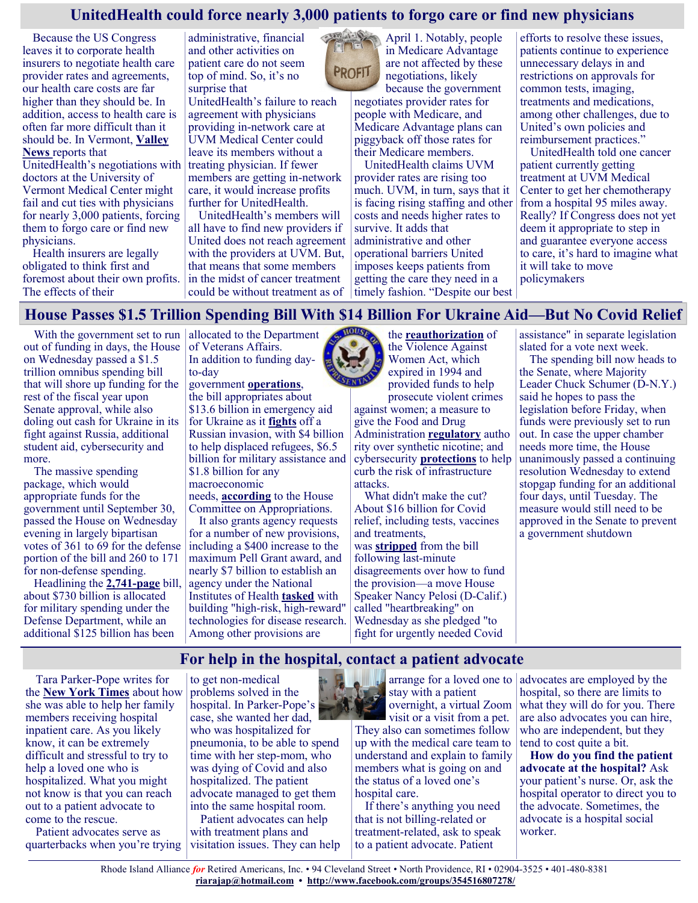## UnitedHealth could force nearly 3,000 patients to forgo care or find new physicians

Because the US Congress leaves it to corporate health insurers to negotiate health care provider rates and agreements, our health care costs are far higher than they should be. In addition, access to health care is often far more difficult than it should be. In Vermont, **Valley News** reports that UnitedHealth's negotiations with doctors at the University of Vermont Medical Center might fail and cut ties with physicians for nearly 3,000 patients, forcing them to forgo care or find new physicians.

Health insurers are legally obligated to think first and foremost about their own profits. The effects of their administrative, financial and other activities on patient care do not seem top of mind. So, it's no surprise that UnitedHealth's failure to reach agreement with physicians providing in-network care at UVM Medical Center could leave its members without a treating physician. If fewer members are getting in-network care, it would increase profits further for UnitedHealth.

UnitedHealth's members will all have to find new providers if United does not reach agreement with the providers at UVM. But, that means that some members in the midst of cancer treatment could be without treatment as of April 1. Notably, people in Medicare Advantage are not affected by these negotiations, likely because the government negotiates provider rates for people with Medicare, and Medicare Advantage plans can piggyback off those rates for their Medicare members.

UnitedHealth claims UVM provider rates are rising too much. UVM, in turn, says that it is facing rising staffing and other costs and needs higher rates to survive. It adds that administrative and other operational barriers United imposes keeps patients from getting the care they need in a timely fashion. "Despite our best efforts to resolve these issues, patients continue to experience unnecessary delays in and restrictions on approvals for common tests, imaging, treatments and medications, among other challenges, due to United's own policies and reimbursement practices."

UnitedHealth told one cancer patient currently getting treatment at UVM Medical Center to get her chemotherapy from a hospital 95 miles away. Really? If Congress does not yet deem it appropriate to step in and guarantee everyone access to care, it's hard to imagine what it will take to move policymakers

## House Passes $1.5 Trillion Spending Bill With $14 Billion For Ukraine Aid—But No Covid Relief

With the government set to run out of funding in days, the House on Wednesday passed a $1.5 trillion omnibus spending bill that will shore up funding for the rest of the fiscal year upon Senate approval, while also doling out cash for Ukraine in its fight against Russia, additional student aid, cybersecurity and more.

The massive spending package, which would appropriate funds for the government until September 30, passed the House on Wednesday evening in largely bipartisan votes of 361 to 69 for the defense portion of the bill and 260 to 171 for non-defense spending.

Headlining the **2,741-page** bill, about $730 billion is allocated for military spending under the Defense Department, while an additional $125 billion has been allocated to the Department of Veterans Affairs.

In addition to funding day-to-day government **operations**, the bill appropriates about $13.6 billion in emergency aid for Ukraine as it **fights** off a Russian invasion, with $4 billion to help displaced refugees, $6.5 billion for military assistance and $1.8 billion for any macroeconomic needs, **according** to the House Committee on Appropriations.

It also grants agency requests for a number of new provisions, including a $400 increase to the maximum Pell Grant award, and nearly $7 billion to establish an agency under the National Institutes of Health **tasked** with building "high-risk, high-reward" technologies for disease research. Among other provisions are the **reauthorization** of the Violence Against Women Act, which expired in 1994 and provided funds to help prosecute violent crimes against women; a measure to give the Food and Drug Administration **regulatory** authority over synthetic nicotine; and cybersecurity **protections** to help curb the risk of infrastructure attacks.

What didn't make the cut? About $16 billion for Covid relief, including tests, vaccines and treatments, was **stripped** from the bill following last-minute disagreements over how to fund the provision—a move House Speaker Nancy Pelosi (D-Calif.) called "heartbreaking" on Wednesday as she pledged "to fight for urgently needed Covid assistance" in separate legislation slated for a vote next week.

The spending bill now heads to the Senate, where Majority Leader Chuck Schumer (D-N.Y.) said he hopes to pass the legislation before Friday, when funds were previously set to run out. In case the upper chamber needs more time, the House unanimously passed a continuing resolution Wednesday to extend stopgap funding for an additional four days, until Tuesday. The measure would still need to be approved in the Senate to prevent a government shutdown

## For help in the hospital, contact a patient advocate

Tara Parker-Pope writes for the **New York Times** about how she was able to help her family members receiving hospital inpatient care. As you likely know, it can be extremely difficult and stressful to try to help a loved one who is hospitalized. What you might not know is that you can reach out to a patient advocate to come to the rescue.

Patient advocates serve as quarterbacks when you're trying to get non-medical problems solved in the hospital. In Parker-Pope's case, she wanted her dad, who was hospitalized for pneumonia, to be able to spend time with her step-mom, who was dying of Covid and also hospitalized. The patient advocate managed to get them into the same hospital room.

Patient advocates can help with treatment plans and visitation issues. They can help arrange for a loved one to stay with a patient overnight, a virtual Zoom visit or a visit from a pet. They also can sometimes follow up with the medical care team to understand and explain to family members what is going on and the status of a loved one's hospital care.

If there's anything you need that is not billing-related or treatment-related, ask to speak to a patient advocate. Patient advocates are employed by the hospital, so there are limits to what they will do for you. There are also advocates you can hire, who are independent, but they tend to cost quite a bit.

**How do you find the patient advocate at the hospital?** Ask your patient's nurse. Or, ask the hospital operator to direct you to the advocate. Sometimes, the advocate is a hospital social worker.

Rhode Island Alliance *for* Retired Americans, Inc. • 94 Cleveland Street • North Providence, RI • 02904-3525 • 401-480-8381
riarajap@hotmail.com • http://www.facebook.com/groups/354516807278/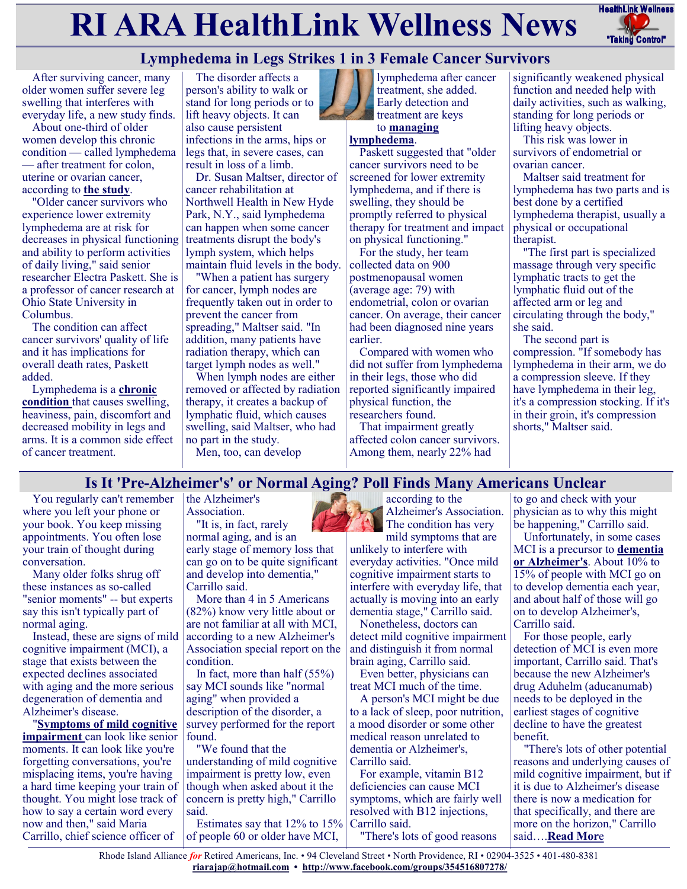# RI ARA HealthLink Wellness News

## Lymphedema in Legs Strikes 1 in 3 Female Cancer Survivors

After surviving cancer, many older women suffer severe leg swelling that interferes with everyday life, a new study finds.

About one-third of older women develop this chronic condition — called lymphedema — after treatment for colon, uterine or ovarian cancer, according to **the study**.

"Older cancer survivors who experience lower extremity lymphedema are at risk for decreases in physical functioning and ability to perform activities of daily living," said senior researcher Electra Paskett. She is a professor of cancer research at Ohio State University in Columbus.

The condition can affect cancer survivors' quality of life and it has implications for overall death rates, Paskett added.

Lymphedema is a **chronic condition** that causes swelling, heaviness, pain, discomfort and decreased mobility in legs and arms. It is a common side effect of cancer treatment.

The disorder affects a person's ability to walk or stand for long periods or to lift heavy objects. It can also cause persistent infections in the arms, hips or legs that, in severe cases, can result in loss of a limb.

Dr. Susan Maltser, director of cancer rehabilitation at Northwell Health in New Hyde Park, N.Y., said lymphedema can happen when some cancer treatments disrupt the body's lymph system, which helps maintain fluid levels in the body.

"When a patient has surgery for cancer, lymph nodes are frequently taken out in order to prevent the cancer from spreading," Maltser said. "In addition, many patients have radiation therapy, which can target lymph nodes as well."

When lymph nodes are either removed or affected by radiation therapy, it creates a backup of lymphatic fluid, which causes swelling, said Maltser, who had no part in the study.

Men, too, can develop lymphedema after cancer treatment, she added. Early detection and treatment are keys to **managing lymphedema**.

Paskett suggested that "older cancer survivors need to be screened for lower extremity lymphedema, and if there is swelling, they should be promptly referred to physical therapy for treatment and impact on physical functioning."

For the study, her team collected data on 900 postmenopausal women (average age: 79) with endometrial, colon or ovarian cancer. On average, their cancer had been diagnosed nine years earlier.

Compared with women who did not suffer from lymphedema in their legs, those who did reported significantly impaired physical function, the researchers found.

That impairment greatly affected colon cancer survivors. Among them, nearly 22% had significantly weakened physical function and needed help with daily activities, such as walking, standing for long periods or lifting heavy objects.

This risk was lower in survivors of endometrial or ovarian cancer.

Maltser said treatment for lymphedema has two parts and is best done by a certified lymphedema therapist, usually a physical or occupational therapist.

"The first part is specialized massage through very specific lymphatic tracts to get the lymphatic fluid out of the affected arm or leg and circulating through the body," she said.

The second part is compression. "If somebody has lymphedema in their arm, we do a compression sleeve. If they have lymphedema in their leg, it's a compression stocking. If it's in their groin, it's compression shorts," Maltser said.

## Is It 'Pre-Alzheimer's' or Normal Aging? Poll Finds Many Americans Unclear

You regularly can't remember where you left your phone or your book. You keep missing appointments. You often lose your train of thought during conversation.

Many older folks shrug off these instances as so-called "senior moments" -- but experts say this isn't typically part of normal aging.

Instead, these are signs of mild cognitive impairment (MCI), a stage that exists between the expected declines associated with aging and the more serious degeneration of dementia and Alzheimer's disease.

"**Symptoms of mild cognitive impairment** can look like senior moments. It can look like you're forgetting conversations, you're misplacing items, you're having a hard time keeping your train of thought. You might lose track of how to say a certain word every now and then," said Maria Carrillo, chief science officer of the Alzheimer's Association.

"It is, in fact, rarely normal aging, and is an early stage of memory loss that can go on to be quite significant and develop into dementia," Carrillo said.

More than 4 in 5 Americans (82%) know very little about or are not familiar at all with MCI, according to a new Alzheimer's Association special report on the condition.

In fact, more than half (55%) say MCI sounds like "normal aging" when provided a description of the disorder, a survey performed for the report found.

"We found that the understanding of mild cognitive impairment is pretty low, even though when asked about it the concern is pretty high," Carrillo said.

Estimates say that 12% to 15% of people 60 or older have MCI, according to the Alzheimer's Association. The condition has very mild symptoms that are unlikely to interfere with everyday activities. "Once mild cognitive impairment starts to interfere with everyday life, that actually is moving into an early dementia stage," Carrillo said.

Nonetheless, doctors can detect mild cognitive impairment and distinguish it from normal brain aging, Carrillo said.

Even better, physicians can treat MCI much of the time.

A person's MCI might be due to a lack of sleep, poor nutrition, a mood disorder or some other medical reason unrelated to dementia or Alzheimer's, Carrillo said.

For example, vitamin B12 deficiencies can cause MCI symptoms, which are fairly well resolved with B12 injections, Carrillo said.

"There's lots of good reasons to go and check with your physician as to why this might be happening," Carrillo said.

Unfortunately, in some cases MCI is a precursor to **dementia or Alzheimer's**. About 10% to 15% of people with MCI go on to develop dementia each year, and about half of those will go on to develop Alzheimer's, Carrillo said.

For those people, early detection of MCI is even more important, Carrillo said. That's because the new Alzheimer's drug Aduhelm (aducanumab) needs to be deployed in the earliest stages of cognitive decline to have the greatest benefit.

"There's lots of other potential reasons and underlying causes of mild cognitive impairment, but if it is due to Alzheimer's disease there is now a medication for that specifically, and there are more on the horizon," Carrillo said….**Read More**

Rhode Island Alliance *for* Retired Americans, Inc. • 94 Cleveland Street • North Providence, RI • 02904-3525 • 401-480-8381
**riarajap@hotmail.com** • **http://www.facebook.com/groups/354516807278/**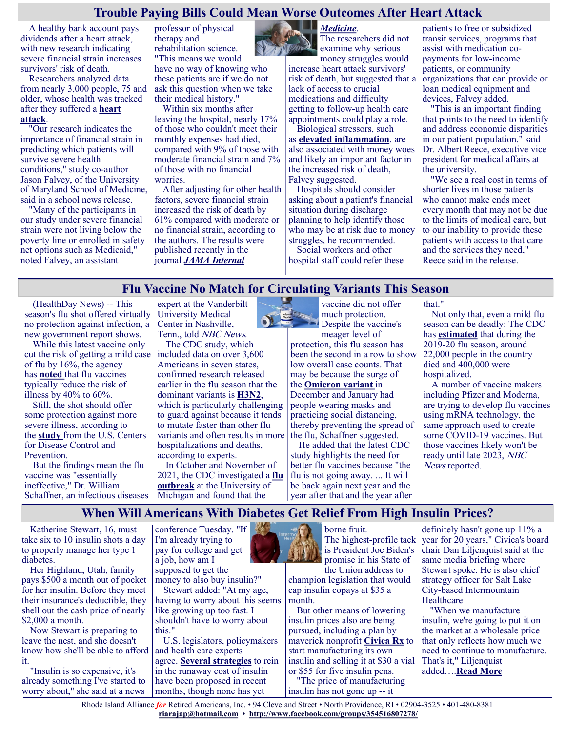## Trouble Paying Bills Could Mean Worse Outcomes After Heart Attack

A healthy bank account pays dividends after a heart attack, with new research indicating severe financial strain increases survivors' risk of death.

Researchers analyzed data from nearly 3,000 people, 75 and older, whose health was tracked after they suffered a **heart attack**.

"Our research indicates the importance of financial strain in predicting which patients will survive severe health conditions," study co-author Jason Falvey, of the University of Maryland School of Medicine, said in a school news release.

"Many of the participants in our study under severe financial strain were not living below the poverty line or enrolled in safety net options such as Medicaid," noted Falvey, an assistant professor of physical therapy and rehabilitation science. "This means we would have no way of knowing who these patients are if we do not ask this question when we take their medical history."

Within six months after leaving the hospital, nearly 17% of those who couldn't meet their monthly expenses had died, compared with 9% of those with moderate financial strain and 7% of those with no financial worries.

After adjusting for other health factors, severe financial strain increased the risk of death by 61% compared with moderate or no financial strain, according to the authors. The results were published recently in the journal ***JAMA Internal Medicine***.

The researchers did not examine why serious money struggles would increase heart attack survivors' risk of death, but suggested that a lack of access to crucial medications and difficulty getting to follow-up health care appointments could play a role.

Biological stressors, such as **elevated inflammation**, are also associated with money woes and likely an important factor in the increased risk of death, Falvey suggested.

Hospitals should consider asking about a patient's financial situation during discharge planning to help identify those who may be at risk due to money struggles, he recommended.

Social workers and other hospital staff could refer these patients to free or subsidized transit services, programs that assist with medication co-payments for low-income patients, or community organizations that can provide or loan medical equipment and devices, Falvey added.

"This is an important finding that points to the need to identify and address economic disparities in our patient population," said Dr. Albert Reece, executive vice president for medical affairs at the university.

"We see a real cost in terms of shorter lives in those patients who cannot make ends meet every month that may not be due to the limits of medical care, but to our inability to provide these patients with access to that care and the services they need," Reece said in the release.

## Flu Vaccine No Match for Circulating Variants This Season

(HealthDay News) -- This season's flu shot offered virtually no protection against infection, a new government report shows.

While this latest vaccine only cut the risk of getting a mild case of flu by 16%, the agency has **noted** that flu vaccines typically reduce the risk of illness by 40% to 60%.

Still, the shot should offer some protection against more severe illness, according to the **study** from the U.S. Centers for Disease Control and Prevention.

But the findings mean the flu vaccine was "essentially ineffective," Dr. William Schaffner, an infectious diseases expert at the Vanderbilt University Medical Center in Nashville, Tenn., told *NBC News*.

The CDC study, which included data on over 3,600 Americans in seven states, confirmed research released earlier in the flu season that the dominant variants is **H3N2**, which is particularly challenging to guard against because it tends to mutate faster than other flu variants and often results in more hospitalizations and deaths, according to experts.

In October and November of 2021, the CDC investigated a **flu outbreak** at the University of Michigan and found that the vaccine did not offer much protection. Despite the vaccine's meager level of protection, this flu season has been the second in a row to show low overall case counts. That may be because the surge of the **Omicron variant** in December and January had people wearing masks and practicing social distancing, thereby preventing the spread of the flu, Schaffner suggested.

He added that the latest CDC study highlights the need for better flu vaccines because "the flu is not going away. ... It will be back again next year and the year after that and the year after that."

Not only that, even a mild flu season can be deadly: The CDC has **estimated** that during the 2019-20 flu season, around 22,000 people in the country died and 400,000 were hospitalized.

A number of vaccine makers including Pfizer and Moderna, are trying to develop flu vaccines using mRNA technology, the same approach used to create some COVID-19 vaccines. But those vaccines likely won't be ready until late 2023, *NBC News* reported.

## When Will Americans With Diabetes Get Relief From High Insulin Prices?

Katherine Stewart, 16, must take six to 10 insulin shots a day to properly manage her type 1 diabetes.

Her Highland, Utah, family pays $500 a month out of pocket for her insulin. Before they meet their insurance's deductible, they shell out the cash price of nearly $2,000 a month.

Now Stewart is preparing to leave the nest, and she doesn't know how she'll be able to afford it.

"Insulin is so expensive, it's already something I've started to worry about," she said at a news conference Tuesday. "If I'm already trying to pay for college and get a job, how am I supposed to get the money to also buy insulin?"

Stewart added: "At my age, having to worry about this seems like growing up too fast. I shouldn't have to worry about this."

U.S. legislators, policymakers and health care experts agree. **Several strategies** to rein in the runaway cost of insulin have been proposed in recent months, though none has yet borne fruit.

The highest-profile tack is President Joe Biden's promise in his State of the Union address to champion legislation that would cap insulin copays at $35 a month.

But other means of lowering insulin prices also are being pursued, including a plan by maverick nonprofit **Civica Rx** to start manufacturing its own insulin and selling it at $30 a vial or $55 for five insulin pens.

"The price of manufacturing insulin has not gone up -- it definitely hasn't gone up 11% a year for 20 years," Civica's board chair Dan Liljenquist said at the same media briefing where Stewart spoke. He is also chief strategy officer for Salt Lake City-based Intermountain Healthcare

"When we manufacture insulin, we're going to put it on the market at a wholesale price that only reflects how much we need to continue to manufacture. That's it," Liljenquist added….**Read More**

Rhode Island Alliance *for* Retired Americans, Inc. • 94 Cleveland Street • North Providence, RI • 02904-3525 • 401-480-8381
**riarajap@hotmail.com** • **http://www.facebook.com/groups/354516807278/**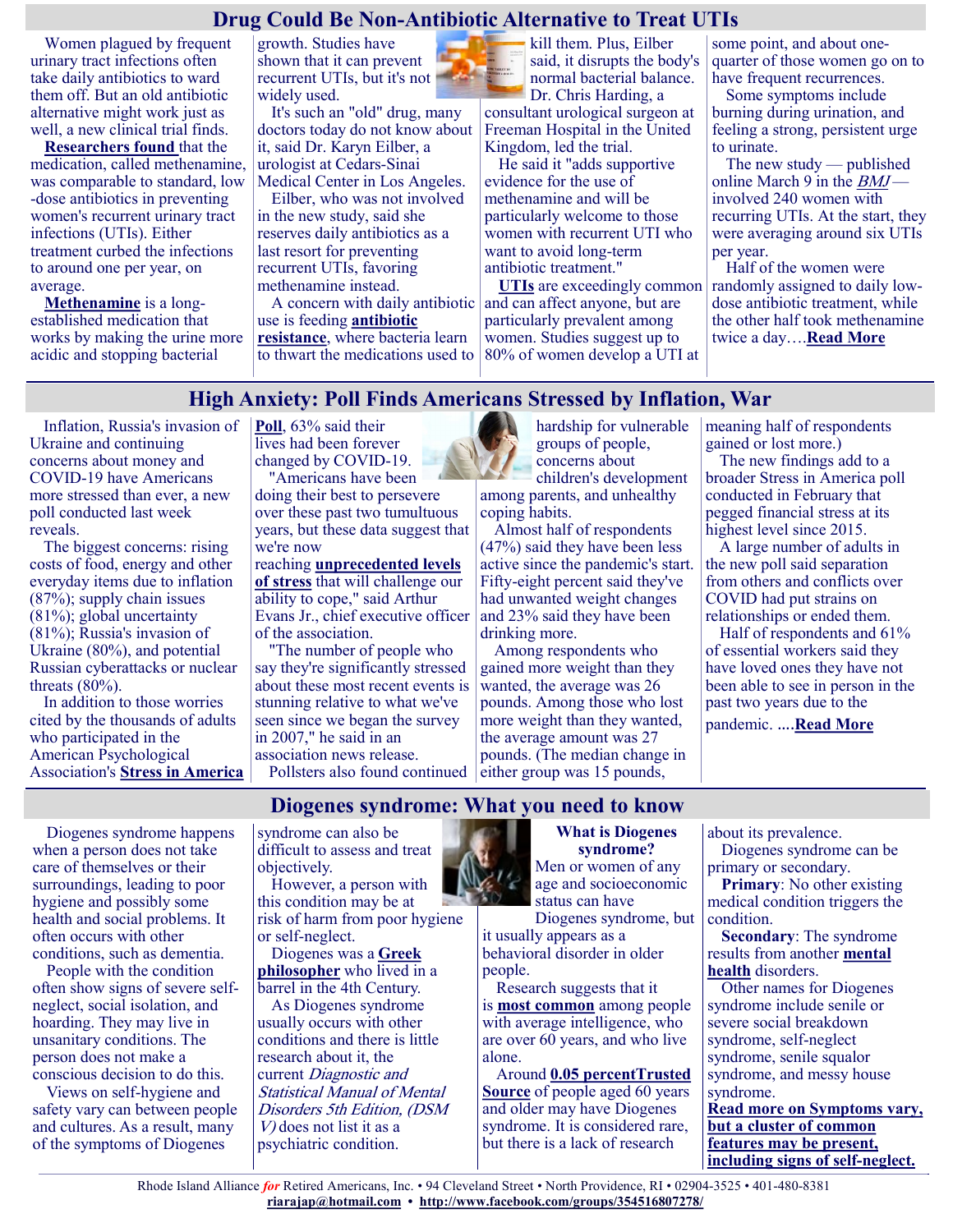## Drug Could Be Non-Antibiotic Alternative to Treat UTIs

Women plagued by frequent urinary tract infections often take daily antibiotics to ward them off. But an old antibiotic alternative might work just as well, a new clinical trial finds.

**Researchers found** that the medication, called methenamine, was comparable to standard, low-dose antibiotics in preventing women's recurrent urinary tract infections (UTIs). Either treatment curbed the infections to around one per year, on average.

**Methenamine** is a long-established medication that works by making the urine more acidic and stopping bacterial growth. Studies have shown that it can prevent recurrent UTIs, but it's not widely used.

It's such an "old" drug, many doctors today do not know about it, said Dr. Karyn Eilber, a urologist at Cedars-Sinai Medical Center in Los Angeles.

Eilber, who was not involved in the new study, said she reserves daily antibiotics as a last resort for preventing recurrent UTIs, favoring methenamine instead.

A concern with daily antibiotic use is feeding **antibiotic resistance**, where bacteria learn to thwart the medications used to kill them. Plus, Eilber said, it disrupts the body's normal bacterial balance.

Dr. Chris Harding, a consultant urological surgeon at Freeman Hospital in the United Kingdom, led the trial.

He said it "adds supportive evidence for the use of methenamine and will be particularly welcome to those women with recurrent UTI who want to avoid long-term antibiotic treatment."

**UTIs** are exceedingly common and can affect anyone, but are particularly prevalent among women. Studies suggest up to 80% of women develop a UTI at some point, and about one-quarter of those women go on to have frequent recurrences.

Some symptoms include burning during urination, and feeling a strong, persistent urge to urinate.

The new study — published online March 9 in the *BMJ* — involved 240 women with recurring UTIs. At the start, they were averaging around six UTIs per year.

Half of the women were randomly assigned to daily low-dose antibiotic treatment, while the other half took methenamine twice a day….**Read More**

## High Anxiety: Poll Finds Americans Stressed by Inflation, War

Inflation, Russia's invasion of Ukraine and continuing concerns about money and COVID-19 have Americans more stressed than ever, a new poll conducted last week reveals.

The biggest concerns: rising costs of food, energy and other everyday items due to inflation (87%); supply chain issues (81%); global uncertainty (81%); Russia's invasion of Ukraine (80%), and potential Russian cyberattacks or nuclear threats (80%).

In addition to those worries cited by the thousands of adults who participated in the American Psychological Association's **Stress in America Poll**, 63% said their lives had been forever changed by COVID-19.

"Americans have been doing their best to persevere over these past two tumultuous years, but these data suggest that we're now reaching **unprecedented levels of stress** that will challenge our ability to cope," said Arthur Evans Jr., chief executive officer of the association.

"The number of people who say they're significantly stressed about these most recent events is stunning relative to what we've seen since we began the survey in 2007," he said in an association news release.

Pollsters also found continued hardship for vulnerable groups of people, concerns about children's development among parents, and unhealthy coping habits.

Almost half of respondents (47%) said they have been less active since the pandemic's start. Fifty-eight percent said they've had unwanted weight changes and 23% said they have been drinking more.

Among respondents who gained more weight than they wanted, the average was 26 pounds. Among those who lost more weight than they wanted, the average amount was 27 pounds. (The median change in either group was 15 pounds, meaning half of respondents gained or lost more.)

The new findings add to a broader Stress in America poll conducted in February that pegged financial stress at its highest level since 2015.

A large number of adults in the new poll said separation from others and conflicts over COVID had put strains on relationships or ended them.

Half of respondents and 61% of essential workers said they have loved ones they have not been able to see in person in the past two years due to the pandemic. ....**Read More**

## Diogenes syndrome: What you need to know

Diogenes syndrome happens when a person does not take care of themselves or their surroundings, leading to poor hygiene and possibly some health and social problems. It often occurs with other conditions, such as dementia.

People with the condition often show signs of severe self-neglect, social isolation, and hoarding. They may live in unsanitary conditions. The person does not make a conscious decision to do this.

Views on self-hygiene and safety vary can between people and cultures. As a result, many of the symptoms of Diogenes syndrome can also be difficult to assess and treat objectively.

However, a person with this condition may be at risk of harm from poor hygiene or self-neglect.

Diogenes was a **Greek philosopher** who lived in a barrel in the 4th Century.

As Diogenes syndrome usually occurs with other conditions and there is little research about it, the current *Diagnostic and Statistical Manual of Mental Disorders 5th Edition, (DSM V)* does not list it as a psychiatric condition.

**What is Diogenes syndrome?**

Men or women of any age and socioeconomic status can have Diogenes syndrome, but it usually appears as a behavioral disorder in older people.

Research suggests that it is **most common** among people with average intelligence, who are over 60 years, and who live alone.

Around **0.05 percentTrusted Source** of people aged 60 years and older may have Diogenes syndrome. It is considered rare, but there is a lack of research about its prevalence.

Diogenes syndrome can be primary or secondary.

**Primary**: No other existing medical condition triggers the condition.

**Secondary**: The syndrome results from another **mental health** disorders.

Other names for Diogenes syndrome include senile or severe social breakdown syndrome, self-neglect syndrome, senile squalor syndrome, and messy house syndrome.

**Read more on Symptoms vary, but a cluster of common features may be present, including signs of self-neglect.**

Rhode Island Alliance *for* Retired Americans, Inc. • 94 Cleveland Street • North Providence, RI • 02904-3525 • 401-480-8381
**riarajap@hotmail.com** • **http://www.facebook.com/groups/354516807278/**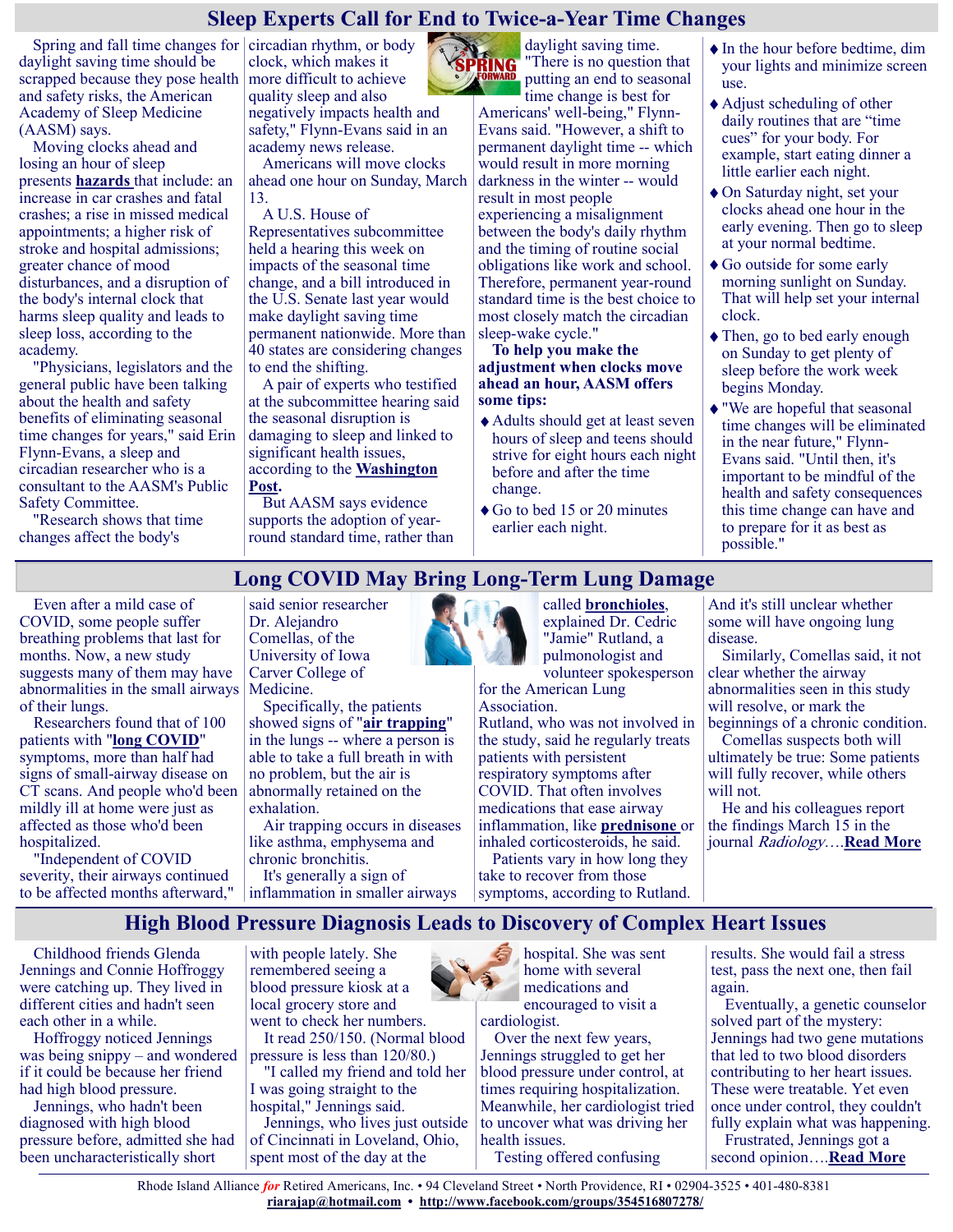## Sleep Experts Call for End to Twice-a-Year Time Changes

Spring and fall time changes for daylight saving time should be scrapped because they pose health and safety risks, the American Academy of Sleep Medicine (AASM) says.

Moving clocks ahead and losing an hour of sleep presents **hazards** that include: an increase in car crashes and fatal crashes; a rise in missed medical appointments; a higher risk of stroke and hospital admissions; greater chance of mood disturbances, and a disruption of the body's internal clock that harms sleep quality and leads to sleep loss, according to the academy.

"Physicians, legislators and the general public have been talking about the health and safety benefits of eliminating seasonal time changes for years," said Erin Flynn-Evans, a sleep and circadian researcher who is a consultant to the AASM's Public Safety Committee.

"Research shows that time changes affect the body's circadian rhythm, or body clock, which makes it more difficult to achieve quality sleep and also negatively impacts health and safety," Flynn-Evans said in an academy news release.

Americans will move clocks ahead one hour on Sunday, March 13.

A U.S. House of Representatives subcommittee held a hearing this week on impacts of the seasonal time change, and a bill introduced in the U.S. Senate last year would make daylight saving time permanent nationwide. More than 40 states are considering changes to end the shifting.

A pair of experts who testified at the subcommittee hearing said the seasonal disruption is damaging to sleep and linked to significant health issues, according to the **Washington Post**.

But AASM says evidence supports the adoption of year-round standard time, rather than daylight saving time.

"There is no question that putting an end to seasonal time change is best for Americans' well-being," Flynn-Evans said. "However, a shift to permanent daylight time -- which would result in more morning darkness in the winter -- would result in most people experiencing a misalignment between the body's daily rhythm and the timing of routine social obligations like work and school. Therefore, permanent year-round standard time is the best choice to most closely match the circadian sleep-wake cycle."

**To help you make the adjustment when clocks move ahead an hour, AASM offers some tips:**

- Adults should get at least seven hours of sleep and teens should strive for eight hours each night before and after the time change.
- Go to bed 15 or 20 minutes earlier each night.
- In the hour before bedtime, dim your lights and minimize screen use.
- Adjust scheduling of other daily routines that are "time cues" for your body. For example, start eating dinner a little earlier each night.
- On Saturday night, set your clocks ahead one hour in the early evening. Then go to sleep at your normal bedtime.
- Go outside for some early morning sunlight on Sunday. That will help set your internal clock.
- Then, go to bed early enough on Sunday to get plenty of sleep before the work week begins Monday.
- "We are hopeful that seasonal time changes will be eliminated in the near future," Flynn-Evans said. "Until then, it's important to be mindful of the health and safety consequences this time change can have and to prepare for it as best as possible."

## Long COVID May Bring Long-Term Lung Damage

Even after a mild case of COVID, some people suffer breathing problems that last for months. Now, a new study suggests many of them may have abnormalities in the small airways of their lungs.

Researchers found that of 100 patients with "**long COVID**" symptoms, more than half had signs of small-airway disease on CT scans. And people who'd been mildly ill at home were just as affected as those who'd been hospitalized.

"Independent of COVID severity, their airways continued to be affected months afterward," said senior researcher Dr. Alejandro Comellas, of the University of Iowa Carver College of Medicine.

Specifically, the patients showed signs of "**air trapping**" in the lungs -- where a person is able to take a full breath in with no problem, but the air is abnormally retained on the exhalation.

Air trapping occurs in diseases like asthma, emphysema and chronic bronchitis.

It's generally a sign of inflammation in smaller airways called **bronchioles**, explained Dr. Cedric "Jamie" Rutland, a pulmonologist and volunteer spokesperson for the American Lung Association.

Rutland, who was not involved in the study, said he regularly treats patients with persistent respiratory symptoms after COVID. That often involves medications that ease airway inflammation, like **prednisone** or inhaled corticosteroids, he said.

Patients vary in how long they take to recover from those symptoms, according to Rutland. And it's still unclear whether some will have ongoing lung disease.

Similarly, Comellas said, it not clear whether the airway abnormalities seen in this study will resolve, or mark the beginnings of a chronic condition.

Comellas suspects both will ultimately be true: Some patients will fully recover, while others will not.

He and his colleagues report the findings March 15 in the journal *Radiology*.…**Read More**

## High Blood Pressure Diagnosis Leads to Discovery of Complex Heart Issues

Childhood friends Glenda Jennings and Connie Hoffroggy were catching up. They lived in different cities and hadn't seen each other in a while.

Hoffroggy noticed Jennings was being snippy – and wondered if it could be because her friend had high blood pressure.

Jennings, who hadn't been diagnosed with high blood pressure before, admitted she had been uncharacteristically short with people lately. She remembered seeing a blood pressure kiosk at a local grocery store and went to check her numbers.

It read 250/150. (Normal blood pressure is less than 120/80.)

"I called my friend and told her I was going straight to the hospital," Jennings said.

Jennings, who lives just outside of Cincinnati in Loveland, Ohio, spent most of the day at the hospital. She was sent home with several medications and encouraged to visit a cardiologist.

Over the next few years, Jennings struggled to get her blood pressure under control, at times requiring hospitalization. Meanwhile, her cardiologist tried to uncover what was driving her health issues.

Testing offered confusing results. She would fail a stress test, pass the next one, then fail again.

Eventually, a genetic counselor solved part of the mystery: Jennings had two gene mutations that led to two blood disorders contributing to her heart issues. These were treatable. Yet even once under control, they couldn't fully explain what was happening.

Frustrated, Jennings got a second opinion.…**Read More**

Rhode Island Alliance *for* Retired Americans, Inc. • 94 Cleveland Street • North Providence, RI • 02904-3525 • 401-480-8381
riarajap@hotmail.com • http://www.facebook.com/groups/354516807278/